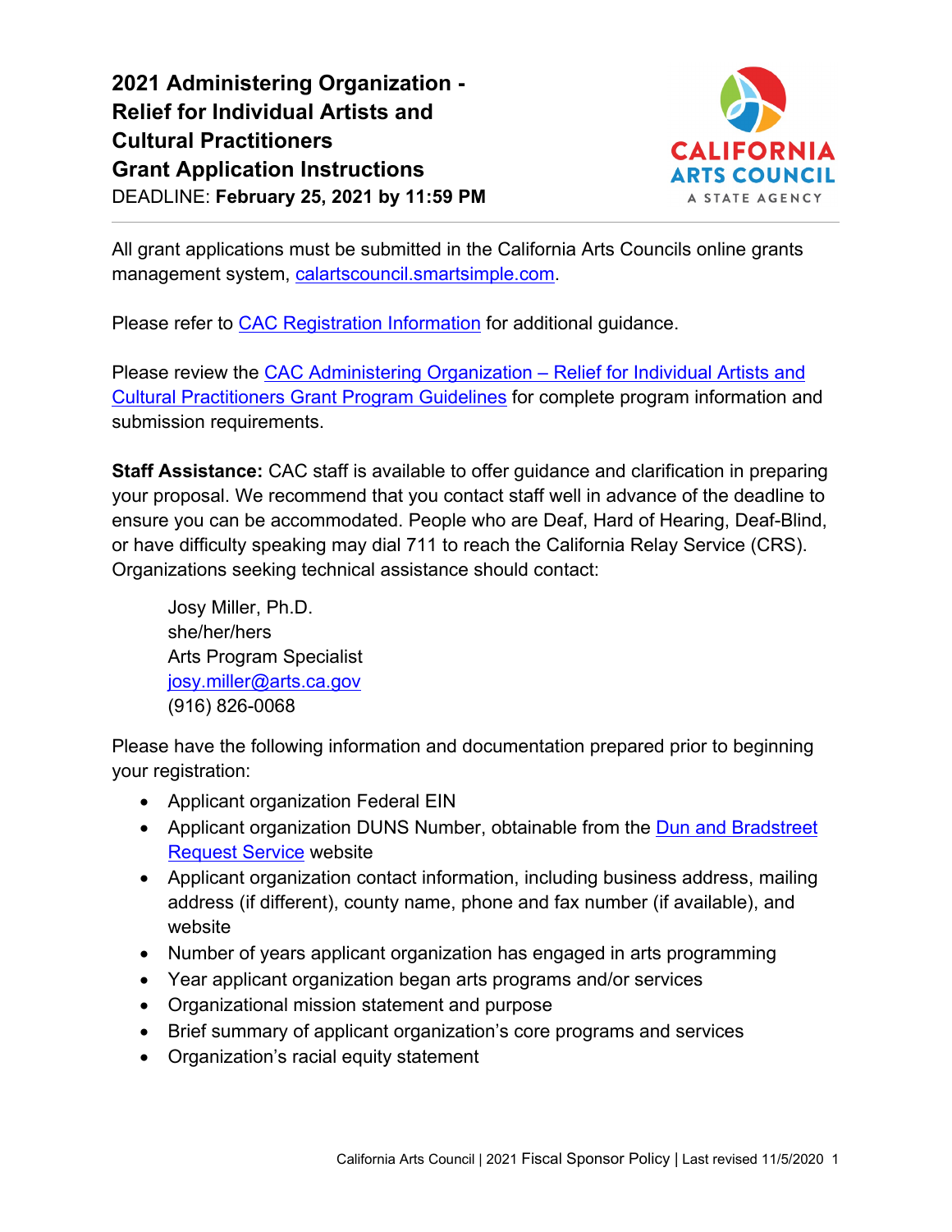# 2021 Administering Organization - Relief for Individual Artists and Cultural Practitioners Grant Application Instructions

DEADLINE: **February 25, 2021 by 11:59 PM**

All grant applications must be submitted in the California Arts Councils online grants management system, calartscouncil.smartsimple.com.

Please refer to CAC Registration Information for additional guidance.

Please review the CAC Administering Organization – Relief for Individual Artists and Cultural Practitioners Grant Program Guidelines for complete program information and submission requirements.

**Staff Assistance:** CAC staff is available to offer guidance and clarification in preparing your proposal. We recommend that you contact staff well in advance of the deadline to ensure you can be accommodated. People who are Deaf, Hard of Hearing, Deaf-Blind, or have difficulty speaking may dial 711 to reach the California Relay Service (CRS). Organizations seeking technical assistance should contact:

Josy Miller, Ph.D.
she/her/hers
Arts Program Specialist
josy.miller@arts.ca.gov
(916) 826-0068

Please have the following information and documentation prepared prior to beginning your registration:

- Applicant organization Federal EIN
- Applicant organization DUNS Number, obtainable from the Dun and Bradstreet Request Service website
- Applicant organization contact information, including business address, mailing address (if different), county name, phone and fax number (if available), and website
- Number of years applicant organization has engaged in arts programming
- Year applicant organization began arts programs and/or services
- Organizational mission statement and purpose
- Brief summary of applicant organization's core programs and services
- Organization's racial equity statement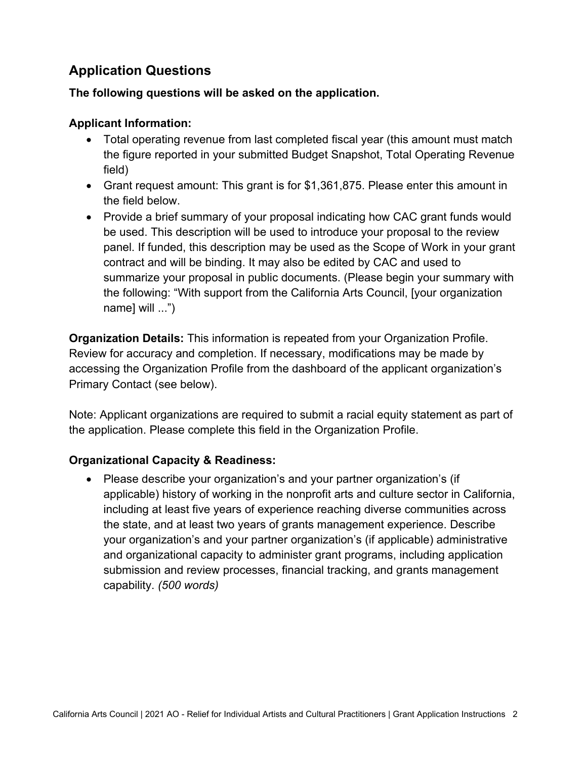## Application Questions

**The following questions will be asked on the application.**

**Applicant Information:**

- Total operating revenue from last completed fiscal year (this amount must match the figure reported in your submitted Budget Snapshot, Total Operating Revenue field)
- Grant request amount: This grant is for $1,361,875. Please enter this amount in the field below.
- Provide a brief summary of your proposal indicating how CAC grant funds would be used. This description will be used to introduce your proposal to the review panel. If funded, this description may be used as the Scope of Work in your grant contract and will be binding. It may also be edited by CAC and used to summarize your proposal in public documents. (Please begin your summary with the following: "With support from the California Arts Council, [your organization name] will ...")

**Organization Details:** This information is repeated from your Organization Profile. Review for accuracy and completion. If necessary, modifications may be made by accessing the Organization Profile from the dashboard of the applicant organization's Primary Contact (see below).

Note: Applicant organizations are required to submit a racial equity statement as part of the application. Please complete this field in the Organization Profile.

**Organizational Capacity & Readiness:**

- Please describe your organization's and your partner organization's (if applicable) history of working in the nonprofit arts and culture sector in California, including at least five years of experience reaching diverse communities across the state, and at least two years of grants management experience. Describe your organization's and your partner organization's (if applicable) administrative and organizational capacity to administer grant programs, including application submission and review processes, financial tracking, and grants management capability. *(500 words)*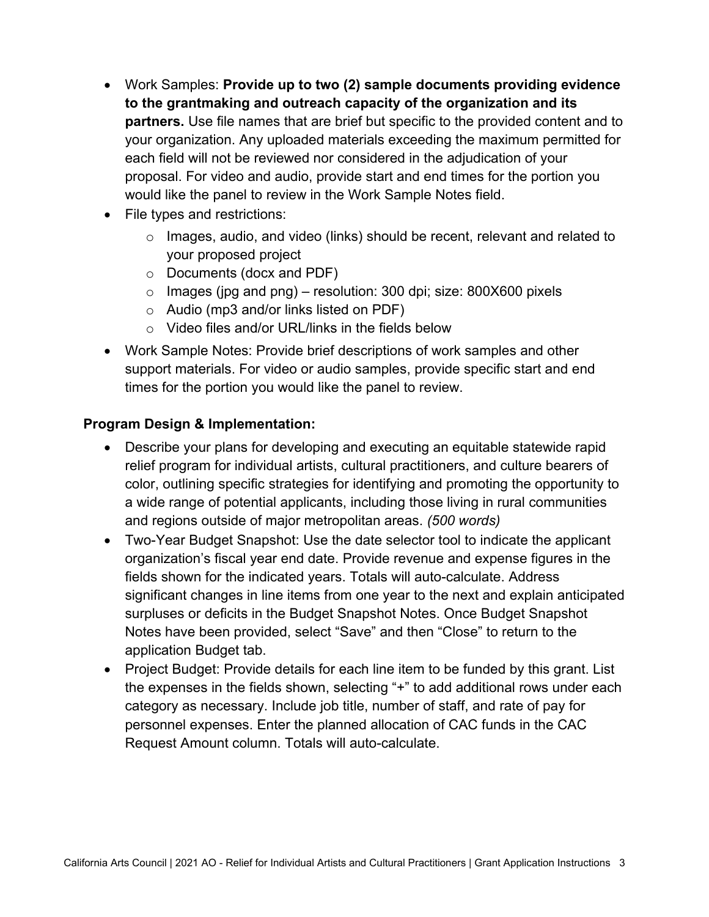- Work Samples: **Provide up to two (2) sample documents providing evidence to the grantmaking and outreach capacity of the organization and its partners.** Use file names that are brief but specific to the provided content and to your organization. Any uploaded materials exceeding the maximum permitted for each field will not be reviewed nor considered in the adjudication of your proposal. For video and audio, provide start and end times for the portion you would like the panel to review in the Work Sample Notes field.
- File types and restrictions:
  - Images, audio, and video (links) should be recent, relevant and related to your proposed project
  - Documents (docx and PDF)
  - Images (jpg and png) – resolution: 300 dpi; size: 800X600 pixels
  - Audio (mp3 and/or links listed on PDF)
  - Video files and/or URL/links in the fields below
- Work Sample Notes: Provide brief descriptions of work samples and other support materials. For video or audio samples, provide specific start and end times for the portion you would like the panel to review.

**Program Design & Implementation:**

- Describe your plans for developing and executing an equitable statewide rapid relief program for individual artists, cultural practitioners, and culture bearers of color, outlining specific strategies for identifying and promoting the opportunity to a wide range of potential applicants, including those living in rural communities and regions outside of major metropolitan areas. *(500 words)*
- Two-Year Budget Snapshot: Use the date selector tool to indicate the applicant organization's fiscal year end date. Provide revenue and expense figures in the fields shown for the indicated years. Totals will auto-calculate. Address significant changes in line items from one year to the next and explain anticipated surpluses or deficits in the Budget Snapshot Notes. Once Budget Snapshot Notes have been provided, select "Save" and then "Close" to return to the application Budget tab.
- Project Budget: Provide details for each line item to be funded by this grant. List the expenses in the fields shown, selecting "+" to add additional rows under each category as necessary. Include job title, number of staff, and rate of pay for personnel expenses. Enter the planned allocation of CAC funds in the CAC Request Amount column. Totals will auto-calculate.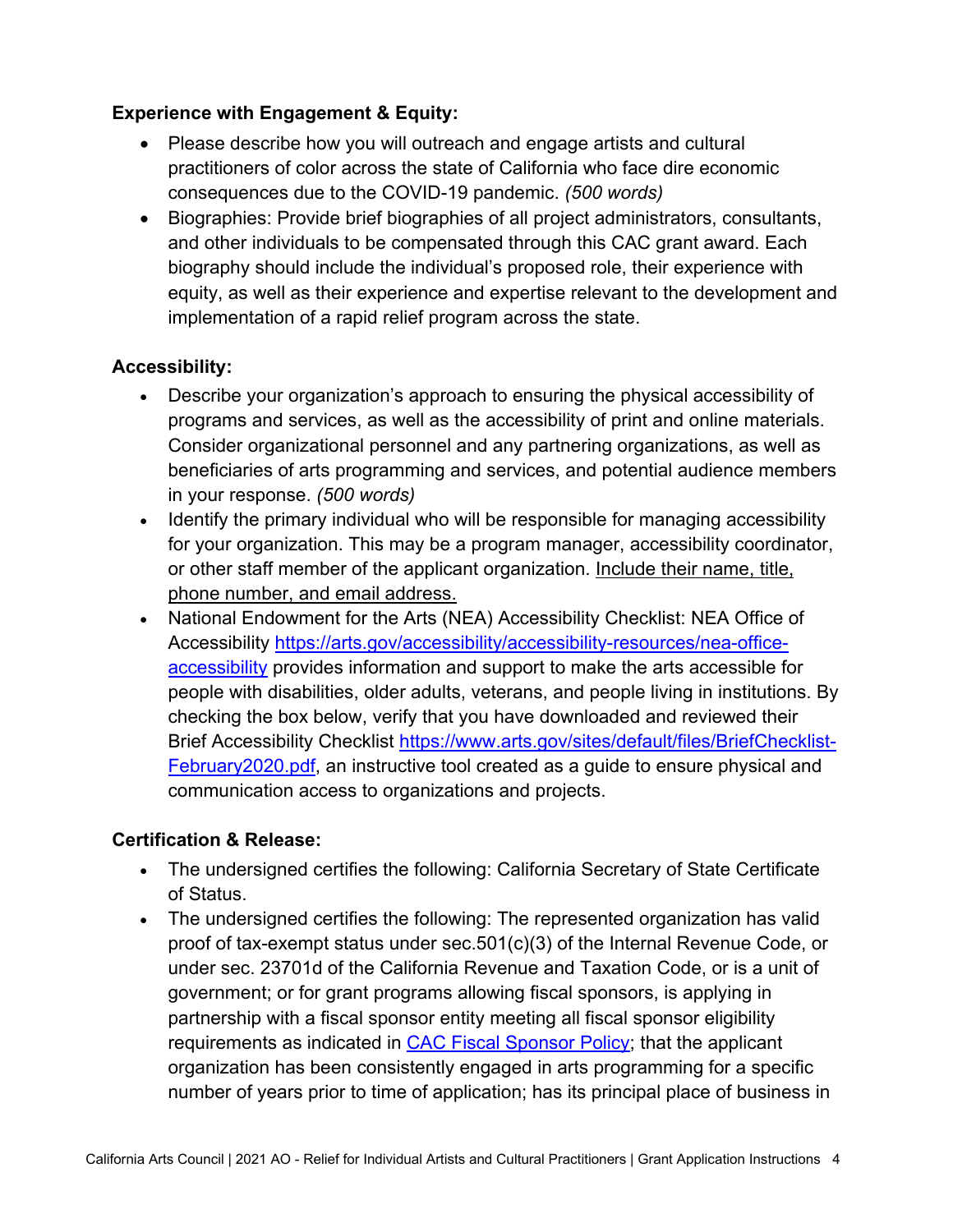**Experience with Engagement & Equity:**

- Please describe how you will outreach and engage artists and cultural practitioners of color across the state of California who face dire economic consequences due to the COVID-19 pandemic. *(500 words)*
- Biographies: Provide brief biographies of all project administrators, consultants, and other individuals to be compensated through this CAC grant award. Each biography should include the individual's proposed role, their experience with equity, as well as their experience and expertise relevant to the development and implementation of a rapid relief program across the state.

**Accessibility:**

- Describe your organization's approach to ensuring the physical accessibility of programs and services, as well as the accessibility of print and online materials. Consider organizational personnel and any partnering organizations, as well as beneficiaries of arts programming and services, and potential audience members in your response. *(500 words)*
- Identify the primary individual who will be responsible for managing accessibility for your organization. This may be a program manager, accessibility coordinator, or other staff member of the applicant organization. <u>Include their name, title, phone number, and email address.</u>
- National Endowment for the Arts (NEA) Accessibility Checklist: NEA Office of Accessibility [https://arts.gov/accessibility/accessibility-resources/nea-office-accessibility](https://arts.gov/accessibility/accessibility-resources/nea-office-accessibility) provides information and support to make the arts accessible for people with disabilities, older adults, veterans, and people living in institutions. By checking the box below, verify that you have downloaded and reviewed their Brief Accessibility Checklist [https://www.arts.gov/sites/default/files/BriefChecklist-February2020.pdf](https://www.arts.gov/sites/default/files/BriefChecklist-February2020.pdf), an instructive tool created as a guide to ensure physical and communication access to organizations and projects.

**Certification & Release:**

- The undersigned certifies the following: California Secretary of State Certificate of Status.
- The undersigned certifies the following: The represented organization has valid proof of tax-exempt status under sec.501(c)(3) of the Internal Revenue Code, or under sec. 23701d of the California Revenue and Taxation Code, or is a unit of government; or for grant programs allowing fiscal sponsors, is applying in partnership with a fiscal sponsor entity meeting all fiscal sponsor eligibility requirements as indicated in [CAC Fiscal Sponsor Policy](); that the applicant organization has been consistently engaged in arts programming for a specific number of years prior to time of application; has its principal place of business in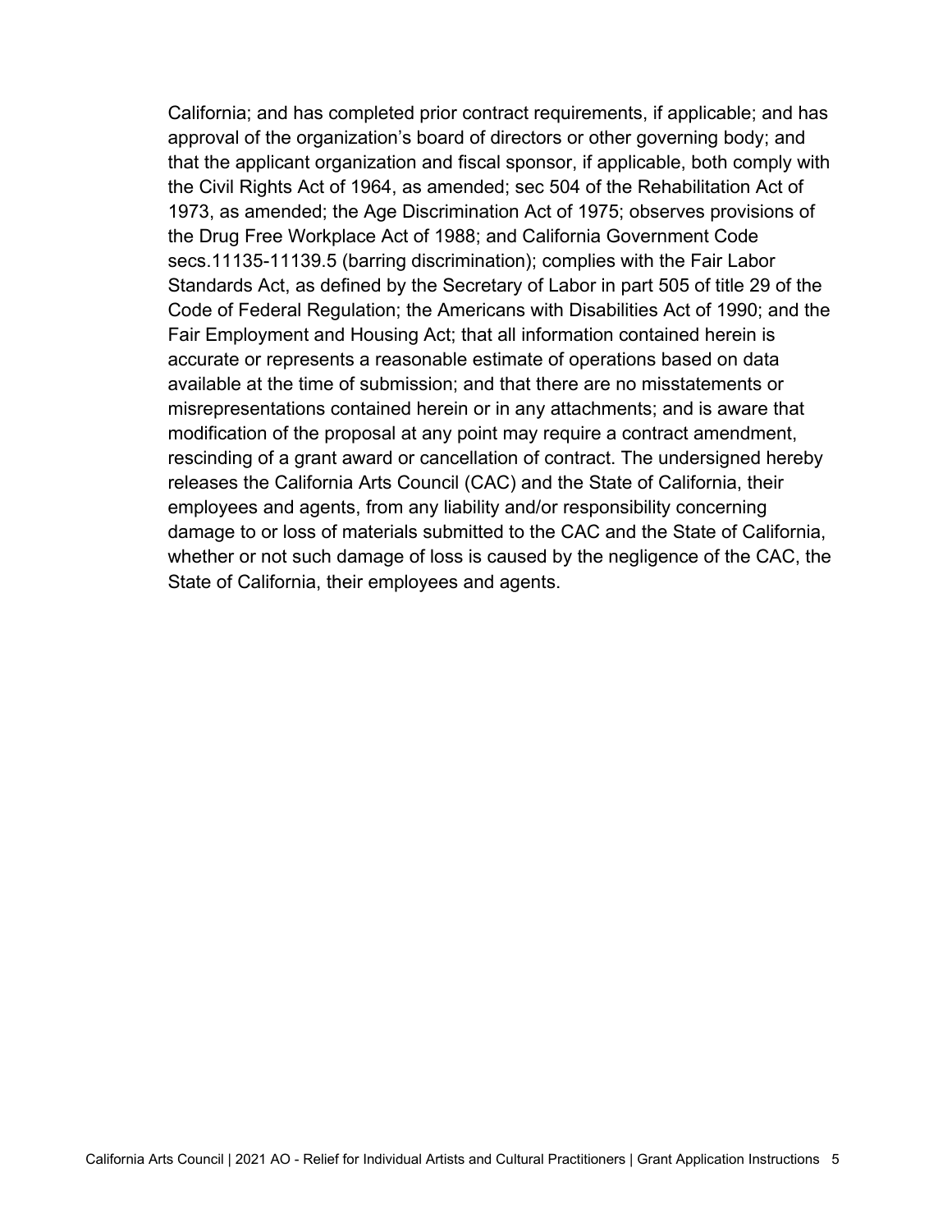California; and has completed prior contract requirements, if applicable; and has approval of the organization’s board of directors or other governing body; and that the applicant organization and fiscal sponsor, if applicable, both comply with the Civil Rights Act of 1964, as amended; sec 504 of the Rehabilitation Act of 1973, as amended; the Age Discrimination Act of 1975; observes provisions of the Drug Free Workplace Act of 1988; and California Government Code secs.11135-11139.5 (barring discrimination); complies with the Fair Labor Standards Act, as defined by the Secretary of Labor in part 505 of title 29 of the Code of Federal Regulation; the Americans with Disabilities Act of 1990; and the Fair Employment and Housing Act; that all information contained herein is accurate or represents a reasonable estimate of operations based on data available at the time of submission; and that there are no misstatements or misrepresentations contained herein or in any attachments; and is aware that modification of the proposal at any point may require a contract amendment, rescinding of a grant award or cancellation of contract. The undersigned hereby releases the California Arts Council (CAC) and the State of California, their employees and agents, from any liability and/or responsibility concerning damage to or loss of materials submitted to the CAC and the State of California, whether or not such damage of loss is caused by the negligence of the CAC, the State of California, their employees and agents.